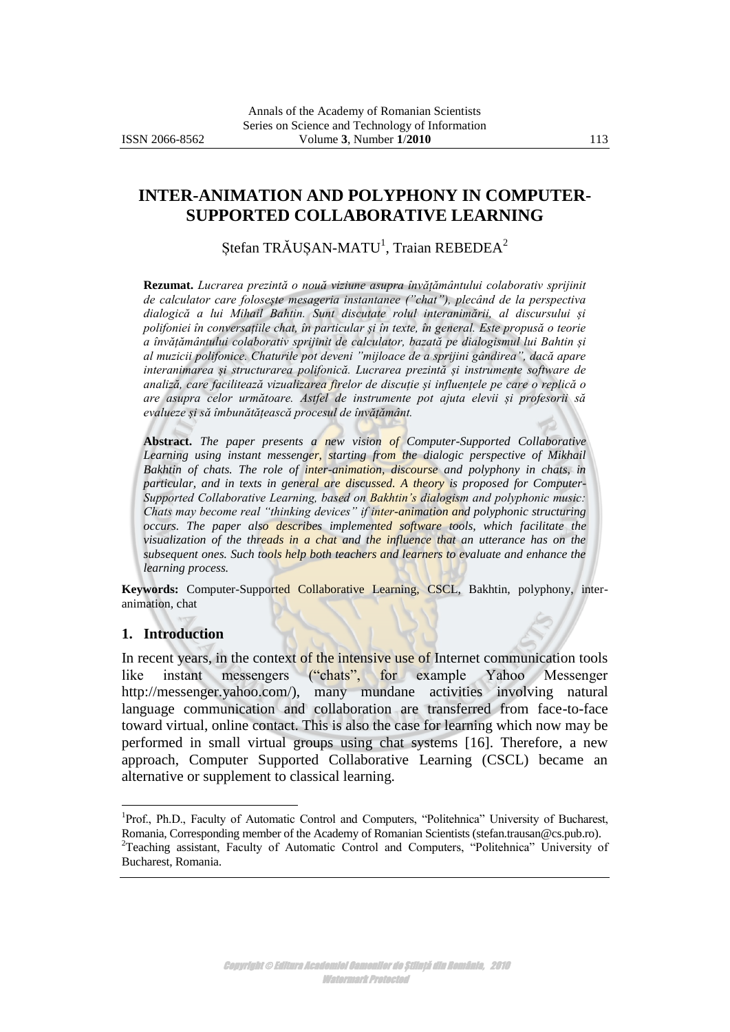# INTER-ANIMATION AND POLYPHONY IN COMPUTER-SUPPORTED COLLABORATIVE LEARNING

Ștefan TRĂUȘAN-MATU[1], Traian REBEDEA[2]

**Rezumat.** *Lucrarea prezintă o nouă viziune asupra învățământului colaborativ sprijinit de calculator care folosește mesageria instantanee ("chat"), plecând de la perspectiva dialogică a lui Mihail Bahtin. Sunt discutate rolul interanimării, al discursului și polifoniei în conversațiile chat, în particular și în texte, în general. Este propusă o teorie a învățământului colaborativ sprijinit de calculator, bazată pe dialogismul lui Bahtin și al muzicii polifonice. Chaturile pot deveni "mijloace de a sprijini gândirea", dacă apare interanimarea și structurarea polifonică. Lucrarea prezintă și instrumente software de analiză, care facilitează vizualizarea firelor de discuție și influențele pe care o replică o are asupra celor următoare. Astfel de instrumente pot ajuta elevii și profesorii să evalueze și să îmbunătățească procesul de învățământ.*

**Abstract.** *The paper presents a new vision of Computer-Supported Collaborative Learning using instant messenger, starting from the dialogic perspective of Mikhail Bakhtin of chats. The role of inter-animation, discourse and polyphony in chats, in particular, and in texts in general are discussed. A theory is proposed for Computer-Supported Collaborative Learning, based on Bakhtin's dialogism and polyphonic music: Chats may become real "thinking devices" if inter-animation and polyphonic structuring occurs. The paper also describes implemented software tools, which facilitate the visualization of the threads in a chat and the influence that an utterance has on the subsequent ones. Such tools help both teachers and learners to evaluate and enhance the learning process.*

**Keywords:** Computer-Supported Collaborative Learning, CSCL, Bakhtin, polyphony, inter-animation, chat

## 1. Introduction

In recent years, in the context of the intensive use of Internet communication tools like instant messengers ("chats", for example Yahoo Messenger http://messenger.yahoo.com/), many mundane activities involving natural language communication and collaboration are transferred from face-to-face toward virtual, online contact. This is also the case for learning which now may be performed in small virtual groups using chat systems [16]. Therefore, a new approach, Computer Supported Collaborative Learning (CSCL) became an alternative or supplement to classical learning.

---

[1] Prof., Ph.D., Faculty of Automatic Control and Computers, "Politehnica" University of Bucharest, Romania, Corresponding member of the Academy of Romanian Scientists (stefan.trausan@cs.pub.ro).

[2] Teaching assistant, Faculty of Automatic Control and Computers, "Politehnica" University of Bucharest, Romania.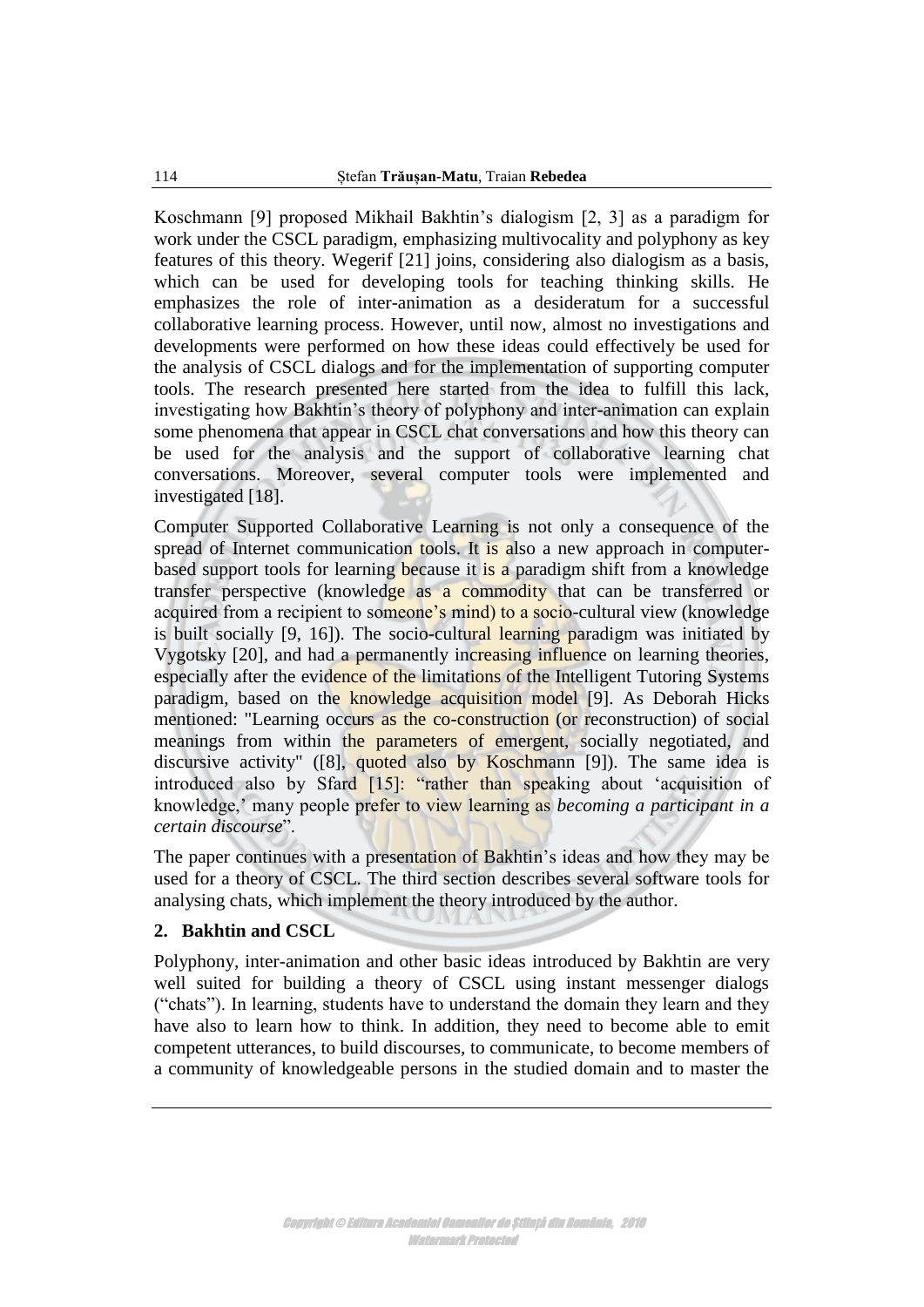Koschmann [9] proposed Mikhail Bakhtin's dialogism [2, 3] as a paradigm for work under the CSCL paradigm, emphasizing multivocality and polyphony as key features of this theory. Wegerif [21] joins, considering also dialogism as a basis, which can be used for developing tools for teaching thinking skills. He emphasizes the role of inter-animation as a desideratum for a successful collaborative learning process. However, until now, almost no investigations and developments were performed on how these ideas could effectively be used for the analysis of CSCL dialogs and for the implementation of supporting computer tools. The research presented here started from the idea to fulfill this lack, investigating how Bakhtin's theory of polyphony and inter-animation can explain some phenomena that appear in CSCL chat conversations and how this theory can be used for the analysis and the support of collaborative learning chat conversations. Moreover, several computer tools were implemented and investigated [18].

Computer Supported Collaborative Learning is not only a consequence of the spread of Internet communication tools. It is also a new approach in computer-based support tools for learning because it is a paradigm shift from a knowledge transfer perspective (knowledge as a commodity that can be transferred or acquired from a recipient to someone's mind) to a socio-cultural view (knowledge is built socially [9, 16]). The socio-cultural learning paradigm was initiated by Vygotsky [20], and had a permanently increasing influence on learning theories, especially after the evidence of the limitations of the Intelligent Tutoring Systems paradigm, based on the knowledge acquisition model [9]. As Deborah Hicks mentioned: "Learning occurs as the co-construction (or reconstruction) of social meanings from within the parameters of emergent, socially negotiated, and discursive activity" ([8], quoted also by Koschmann [9]). The same idea is introduced also by Sfard [15]: "rather than speaking about 'acquisition of knowledge,' many people prefer to view learning as *becoming a participant in a certain discourse*".

The paper continues with a presentation of Bakhtin's ideas and how they may be used for a theory of CSCL. The third section describes several software tools for analysing chats, which implement the theory introduced by the author.

## 2. Bakhtin and CSCL

Polyphony, inter-animation and other basic ideas introduced by Bakhtin are very well suited for building a theory of CSCL using instant messenger dialogs ("chats"). In learning, students have to understand the domain they learn and they have also to learn how to think. In addition, they need to become able to emit competent utterances, to build discourses, to communicate, to become members of a community of knowledgeable persons in the studied domain and to master the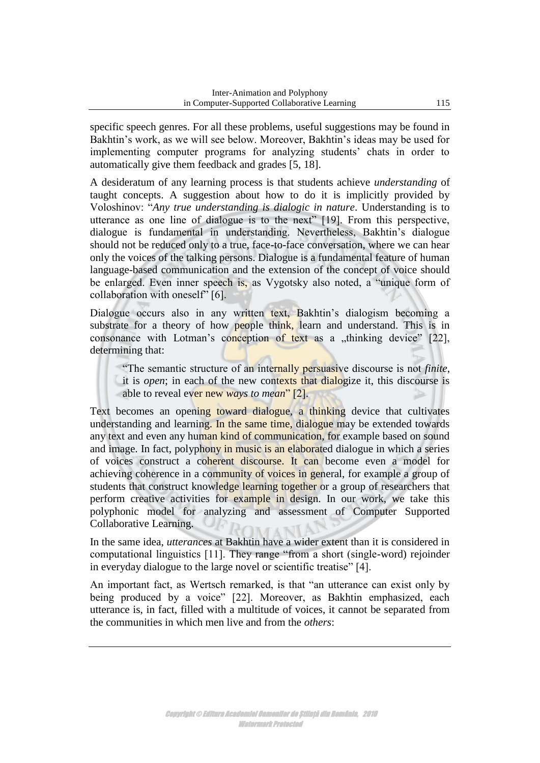specific speech genres. For all these problems, useful suggestions may be found in Bakhtin's work, as we will see below. Moreover, Bakhtin's ideas may be used for implementing computer programs for analyzing students' chats in order to automatically give them feedback and grades [5, 18].

A desideratum of any learning process is that students achieve *understanding* of taught concepts. A suggestion about how to do it is implicitly provided by Voloshinov: "*Any true understanding is dialogic in nature*. Understanding is to utterance as one line of dialogue is to the next" [19]. From this perspective, dialogue is fundamental in understanding. Nevertheless, Bakhtin's dialogue should not be reduced only to a true, face-to-face conversation, where we can hear only the voices of the talking persons. Dialogue is a fundamental feature of human language-based communication and the extension of the concept of voice should be enlarged. Even inner speech is, as Vygotsky also noted, a "unique form of collaboration with oneself" [6].

Dialogue occurs also in any written text, Bakhtin's dialogism becoming a substrate for a theory of how people think, learn and understand. This is in consonance with Lotman's conception of text as a „thinking device" [22], determining that:

> "The semantic structure of an internally persuasive discourse is not *finite*, it is *open*; in each of the new contexts that dialogize it, this discourse is able to reveal ever new *ways to mean*" [2].

Text becomes an opening toward dialogue, a thinking device that cultivates understanding and learning. In the same time, dialogue may be extended towards any text and even any human kind of communication, for example based on sound and image. In fact, polyphony in music is an elaborated dialogue in which a series of voices construct a coherent discourse. It can become even a model for achieving coherence in a community of voices in general, for example a group of students that construct knowledge learning together or a group of researchers that perform creative activities for example in design. In our work, we take this polyphonic model for analyzing and assessment of Computer Supported Collaborative Learning.

In the same idea, *utterances* at Bakhtin have a wider extent than it is considered in computational linguistics [11]. They range "from a short (single-word) rejoinder in everyday dialogue to the large novel or scientific treatise" [4].

An important fact, as Wertsch remarked, is that "an utterance can exist only by being produced by a voice" [22]. Moreover, as Bakhtin emphasized, each utterance is, in fact, filled with a multitude of voices, it cannot be separated from the communities in which men live and from the *others*: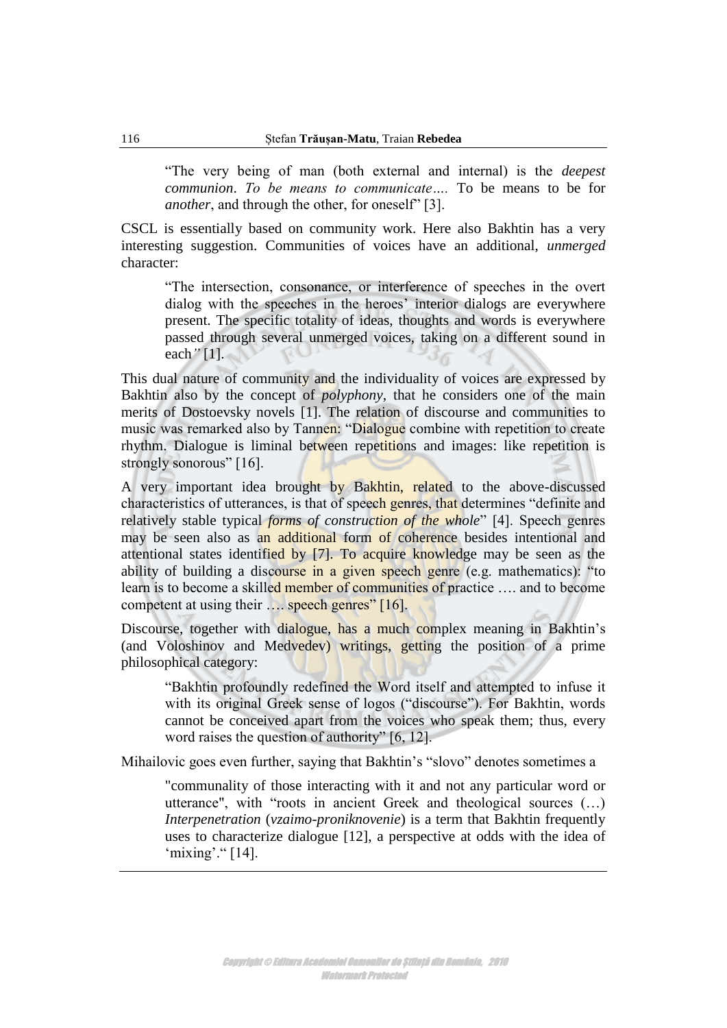> "The very being of man (both external and internal) is the *deepest communion*. *To be means to communicate….* To be means to be for *another*, and through the other, for oneself" [3].

CSCL is essentially based on community work. Here also Bakhtin has a very interesting suggestion. Communities of voices have an additional, *unmerged* character:

> "The intersection, consonance, or interference of speeches in the overt dialog with the speeches in the heroes' interior dialogs are everywhere present. The specific totality of ideas, thoughts and words is everywhere passed through several unmerged voices, taking on a different sound in each*"* [1].

This dual nature of community and the individuality of voices are expressed by Bakhtin also by the concept of *polyphony*, that he considers one of the main merits of Dostoevsky novels [1]. The relation of discourse and communities to music was remarked also by Tannen: "Dialogue combine with repetition to create rhythm. Dialogue is liminal between repetitions and images: like repetition is strongly sonorous" [16].

A very important idea brought by Bakhtin, related to the above-discussed characteristics of utterances, is that of speech genres, that determines "definite and relatively stable typical *forms of construction of the whole*" [4]. Speech genres may be seen also as an additional form of coherence besides intentional and attentional states identified by [7]. To acquire knowledge may be seen as the ability of building a discourse in a given speech genre (e.g. mathematics): "to learn is to become a skilled member of communities of practice …. and to become competent at using their …. speech genres" [16].

Discourse, together with dialogue, has a much complex meaning in Bakhtin's (and Voloshinov and Medvedev) writings, getting the position of a prime philosophical category:

> "Bakhtin profoundly redefined the Word itself and attempted to infuse it with its original Greek sense of logos ("discourse"). For Bakhtin, words cannot be conceived apart from the voices who speak them; thus, every word raises the question of authority" [6, 12].

Mihailovic goes even further, saying that Bakhtin's "slovo" denotes sometimes a

> "communality of those interacting with it and not any particular word or utterance", with "roots in ancient Greek and theological sources (…) *Interpenetration* (*vzaimo-proniknovenie*) is a term that Bakhtin frequently uses to characterize dialogue [12], a perspective at odds with the idea of 'mixing'." [14].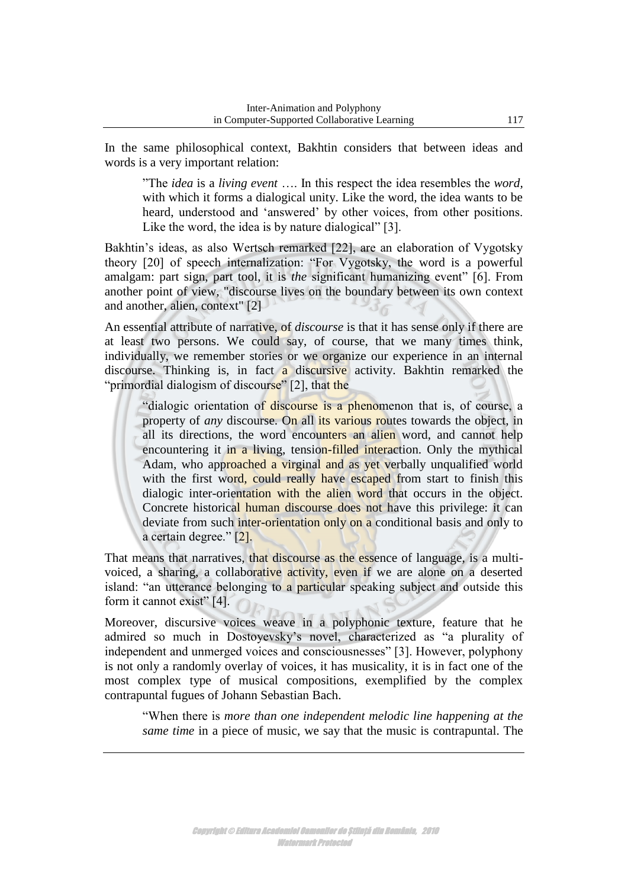In the same philosophical context, Bakhtin considers that between ideas and words is a very important relation:

> ”The *idea* is a *living event* …. In this respect the idea resembles the *word*, with which it forms a dialogical unity. Like the word, the idea wants to be heard, understood and ‘answered’ by other voices, from other positions. Like the word, the idea is by nature dialogical” [3].

Bakhtin’s ideas, as also Wertsch remarked [22], are an elaboration of Vygotsky theory [20] of speech internalization: “For Vygotsky, the word is a powerful amalgam: part sign, part tool, it is *the* significant humanizing event” [6]. From another point of view, "discourse lives on the boundary between its own context and another, alien, context" [2]

An essential attribute of narrative, of *discourse* is that it has sense only if there are at least two persons. We could say, of course, that we many times think, individually, we remember stories or we organize our experience in an internal discourse. Thinking is, in fact a discursive activity. Bakhtin remarked the “primordial dialogism of discourse” [2], that the

> “dialogic orientation of discourse is a phenomenon that is, of course, a property of *any* discourse. On all its various routes towards the object, in all its directions, the word encounters an alien word, and cannot help encountering it in a living, tension-filled interaction. Only the mythical Adam, who approached a virginal and as yet verbally unqualified world with the first word, could really have escaped from start to finish this dialogic inter-orientation with the alien word that occurs in the object. Concrete historical human discourse does not have this privilege: it can deviate from such inter-orientation only on a conditional basis and only to a certain degree.” [2].

That means that narratives, that discourse as the essence of language, is a multi-voiced, a sharing, a collaborative activity, even if we are alone on a deserted island: “an utterance belonging to a particular speaking subject and outside this form it cannot exist” [4].

Moreover, discursive voices weave in a polyphonic texture, feature that he admired so much in Dostoyevsky’s novel, characterized as “a plurality of independent and unmerged voices and consciousnesses” [3]. However, polyphony is not only a randomly overlay of voices, it has musicality, it is in fact one of the most complex type of musical compositions, exemplified by the complex contrapuntal fugues of Johann Sebastian Bach.

> “When there is *more than one independent melodic line happening at the same time* in a piece of music, we say that the music is contrapuntal. The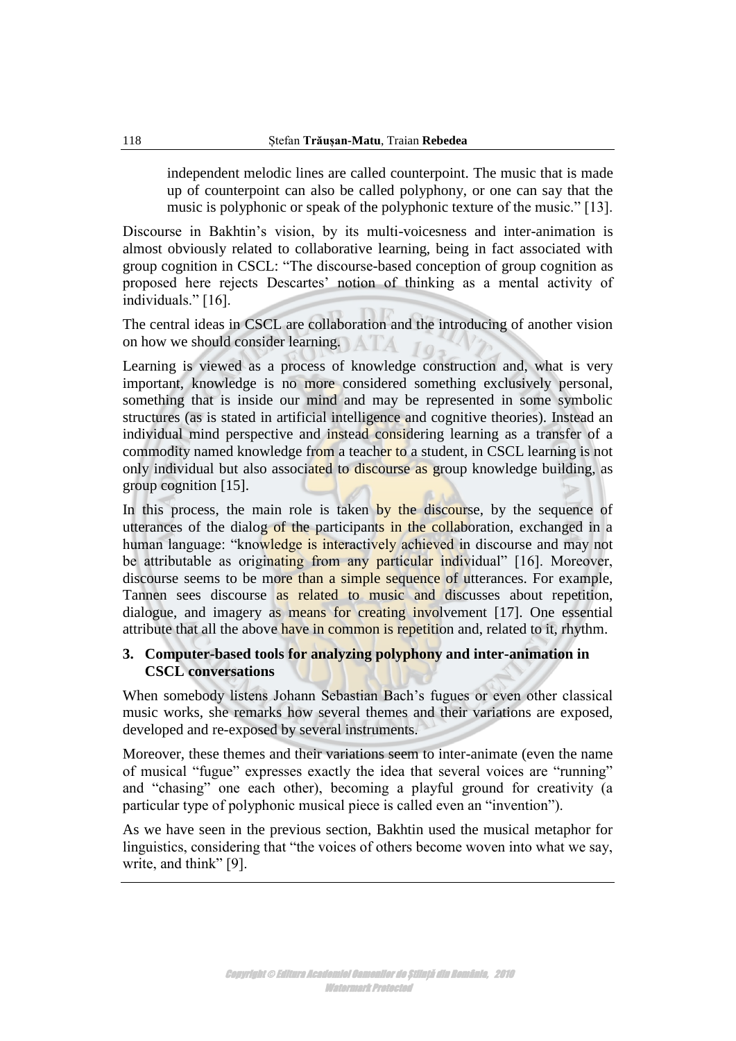independent melodic lines are called counterpoint. The music that is made up of counterpoint can also be called polyphony, or one can say that the music is polyphonic or speak of the polyphonic texture of the music." [13].

Discourse in Bakhtin's vision, by its multi-voicesness and inter-animation is almost obviously related to collaborative learning, being in fact associated with group cognition in CSCL: "The discourse-based conception of group cognition as proposed here rejects Descartes' notion of thinking as a mental activity of individuals." [16].

The central ideas in CSCL are collaboration and the introducing of another vision on how we should consider learning.

Learning is viewed as a process of knowledge construction and, what is very important, knowledge is no more considered something exclusively personal, something that is inside our mind and may be represented in some symbolic structures (as is stated in artificial intelligence and cognitive theories). Instead an individual mind perspective and instead considering learning as a transfer of a commodity named knowledge from a teacher to a student, in CSCL learning is not only individual but also associated to discourse as group knowledge building, as group cognition [15].

In this process, the main role is taken by the discourse, by the sequence of utterances of the dialog of the participants in the collaboration, exchanged in a human language: "knowledge is interactively achieved in discourse and may not be attributable as originating from any particular individual" [16]. Moreover, discourse seems to be more than a simple sequence of utterances. For example, Tannen sees discourse as related to music and discusses about repetition, dialogue, and imagery as means for creating involvement [17]. One essential attribute that all the above have in common is repetition and, related to it, rhythm.

## 3. Computer-based tools for analyzing polyphony and inter-animation in CSCL conversations

When somebody listens Johann Sebastian Bach's fugues or even other classical music works, she remarks how several themes and their variations are exposed, developed and re-exposed by several instruments.

Moreover, these themes and their variations seem to inter-animate (even the name of musical "fugue" expresses exactly the idea that several voices are "running" and "chasing" one each other), becoming a playful ground for creativity (a particular type of polyphonic musical piece is called even an "invention").

As we have seen in the previous section, Bakhtin used the musical metaphor for linguistics, considering that "the voices of others become woven into what we say, write, and think" [9].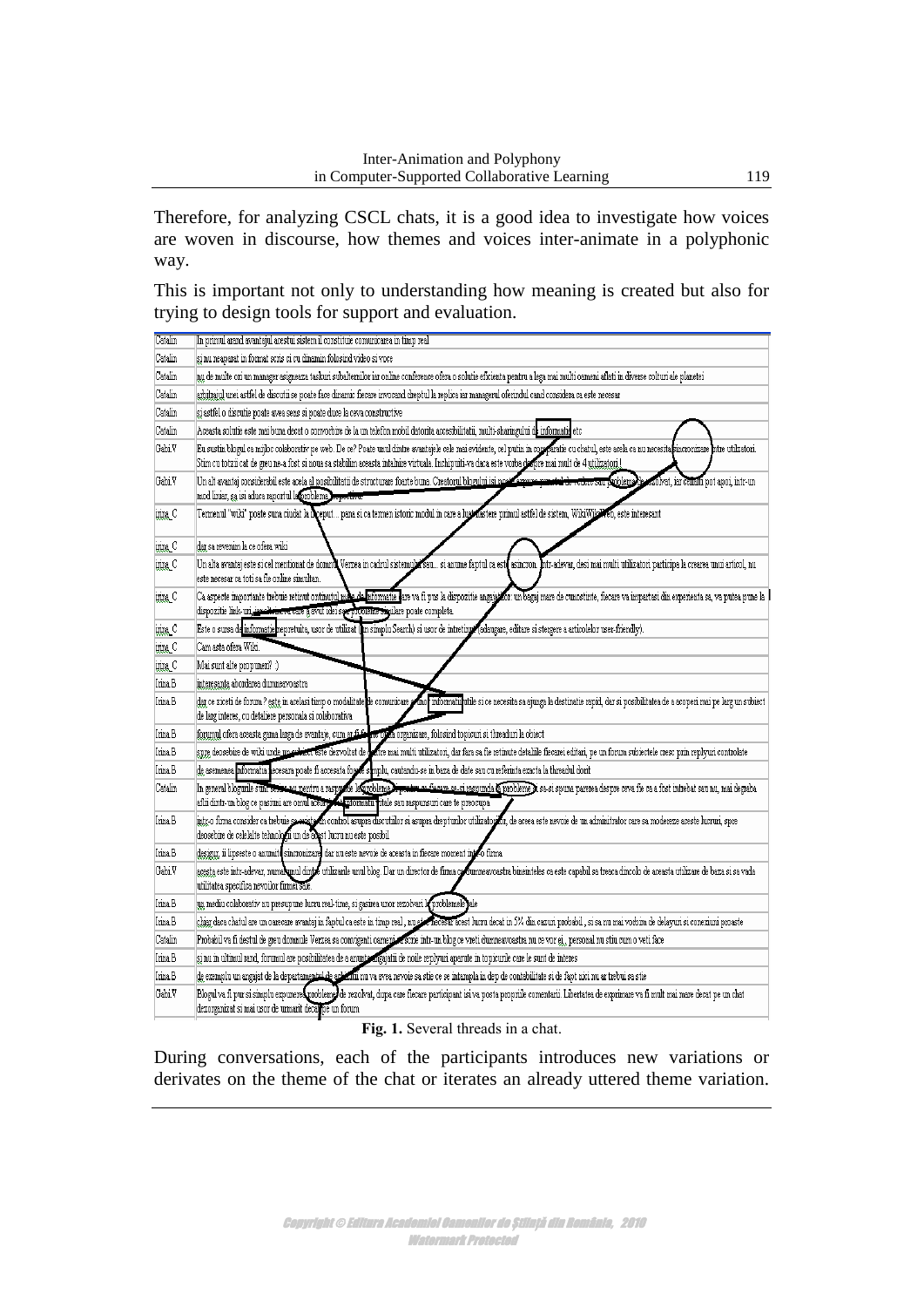Therefore, for analyzing CSCL chats, it is a good idea to investigate how voices are woven in discourse, how themes and voices inter-animate in a polyphonic way.

This is important not only to understanding how meaning is created but also for trying to design tools for support and evaluation.

| | |
|---|---|
| Catalin | In primul arand avantajul acestui sistem il constituie comunicarea in timp real |
| Catalin | si nu neaparat in format scris ci cu dinamin folosind video si voce |
| Catalin | nu de multe ori un manager asigureaza taskuri subalternilor iar online conference ofera o solutie eficienta pentru a lega mai multi oameni aflati in diverse colturi ale planetei |
| Catalin | arbitrajul unei astfel de discutii se poate face dinamic fiecare invocand dreptul la replica iar managerul oferindul cand considera ca este necesar |
| Catalin | si astfel o discutie poate avea sens si poate duce la ceva constructive |
| Catalin | Aceasta solutie este mai buna decat o convorbire de la un telefon mobil datorita accesibilitatii, multi-sharingului de informatii etc |
| Gabi.V | Eu sustin blogul ca mijloc colaborativ pe web. De ce? Poate unul dintre avantajele cele mai evidente, cel putin in comparatie cu chatul, este acela ca nu necesita sincronizare intre utilizatori. Stim cu totii cat de greu ne-a fost si noua sa stabilim aceasta intalnire virtuala. Inchipuiti-va daca este vorba despre mai mult de 4 utilizatori! |
| Gabi.V | Un alt avantaj considerabil este acela al posibilitatii de structurare foarte buna. Creatorul blogului isi poate expune punctul de vedere sau problema de rezolvat, iar ceilalti pot apoi, intr-un mod liniar, sa isi aduca raportul la problema respectiva |
| irina_C | Termenul "wiki" poate suna ciudat la inceput... pana si ca termen istoric modul in care a luat nastere primul astfel de sistem, WikiWikiWeb, este interesant |
| irina_C | dar sa revenim la ce ofera wiki |
| irina_C | Un alt avantaj este si cel mentionat de domnul Verzea in cadrul sistemului sau... si anume faptul ca este asincron. Intr-adevar, desi mai multi utilizatori participa la crearea unui articol, nu este necesar ca toti sa fie online simultan. |
| irina_C | Ca aspecte importante trebuie retinut continutul mare de informatie care va fi pus la dispozitie angajatilor: un bagaj mare de cunostinte, fiecare va impartasi din experienta sa, va putea pune la dispozitie link-uri, ... care a avut idei sau probleme similare poate completa. |
| irina_C | Este o sursa de informatie nepretuita, usor de utilizat (un simplu Search) si usor de intretinut (adaugare, editare si stergere a articolelor user-friendly). |
| irina_C | Cam asta ofera Wiki. |
| irina_C | Mai sunt alte propuneri? :) |
| Irina.B | interesanta abordarea dumneavoastra |
| Irina.B | dar ce ziceti de forum? este in acelasi timp o modalitate de comunicare a unor informatii utile si ce necesita sa ajunga la destinatie rapid, dar si posibilitatea de a acoperi mai pe larg un subiect de larg interes, cu detalierea personala si colaborativa |
| Irina.B | forumul ofera aceasta gama larga de avantaje, cum ar fi foarte buna organizare, folosind topicuri si threaduri la obiect |
| Irina.B | spre deosebire de wiki unde un subiect este dezvoltat de catre mai multi utilizatori, dar fara sa fie retinute detaliile fiecarei editari, pe un forum subiectele cresc prin replyuri controlate |
| Irina.B | de asemenea informatia necesara poate fi accesata foarte simplu, cautandu-se in baza de date sau cu referinta exacta la threadul dorit |
| Catalin | In general blogurile sunt ... pentru a raspunde la o problema ... fiecare sa-si raspunda la problema si sa-si spuna parerea despre ceva fie ca a fost intrebat sau nu, mai degraba afli dintr-un blog ce pasiuni are omul acela ... informatii vitale sau raspunsuri care te preocupa |
| Irina.B | intr-o firma consider ca trebuie sa existe un control asupra discutiilor si asupra drepturilor utilizatorilor, de aceea este nevoie de un administrator care sa modereze aceste lucruri, spre deosebire de celelalte tehnologii unde acest lucru nu este posibil |
| Irina.B | desigur, ii lipseste o anumita sincronizare, dar nu este nevoie de aceasta in fiecare moment intr-o firma |
| Gabi.V | aceasta este intr-adevar, numai unul dintre utilizarile unui blog. Dar un director de firma ca dumneavoastra bineinteles ca este capabil sa treaca dincolo de aceasta utilizare de baza si sa vada utilitatea specifica nevoilor firmei sale. |
| Irina.B | un mediu colaborativ nu presupune lucru real-time, si gasirea unor rezolvari la problemele sale |
| Irina.B | chiar daca chatul are un oarecare avantaj in faptul ca este in timp real, nu este necesar acest lucru decat in 5% din cazuri probabil, si sa nu mai vorbim de delayuri si conexiuni proaste |
| Catalin | Probabil va fi destul de greu domnule Verzea sa convingeti oamenii sa scrie intr-un blog ce vreti dumneavoastra nu ce vor ei, personal nu stiu cum o veti face |
| Irina.B | si nu in ultimul rand, forumul are posibilitatea de a anunta angajatii de noile replyuri aparute in topicurile care le sunt de interes |
| Irina.B | de exemplu un angajat de la departamentul de achizitii nu va avea nevoie sa stie ce se intampla in dep de contabilitate si de fapt nici nu ar trebui sa stie |
| Gabi.V | Blogul va fi pur si simplu expunerea problemei de rezolvat, dupa care fiecare participant isi va posta propriile comentarii. Libertatea de exprimare va fi mult mai mare decat pe un chat dezorganizat si mai usor de urmarit decat pe un forum |

**Fig. 1.** Several threads in a chat.

During conversations, each of the participants introduces new variations or derivates on the theme of the chat or iterates an already uttered theme variation.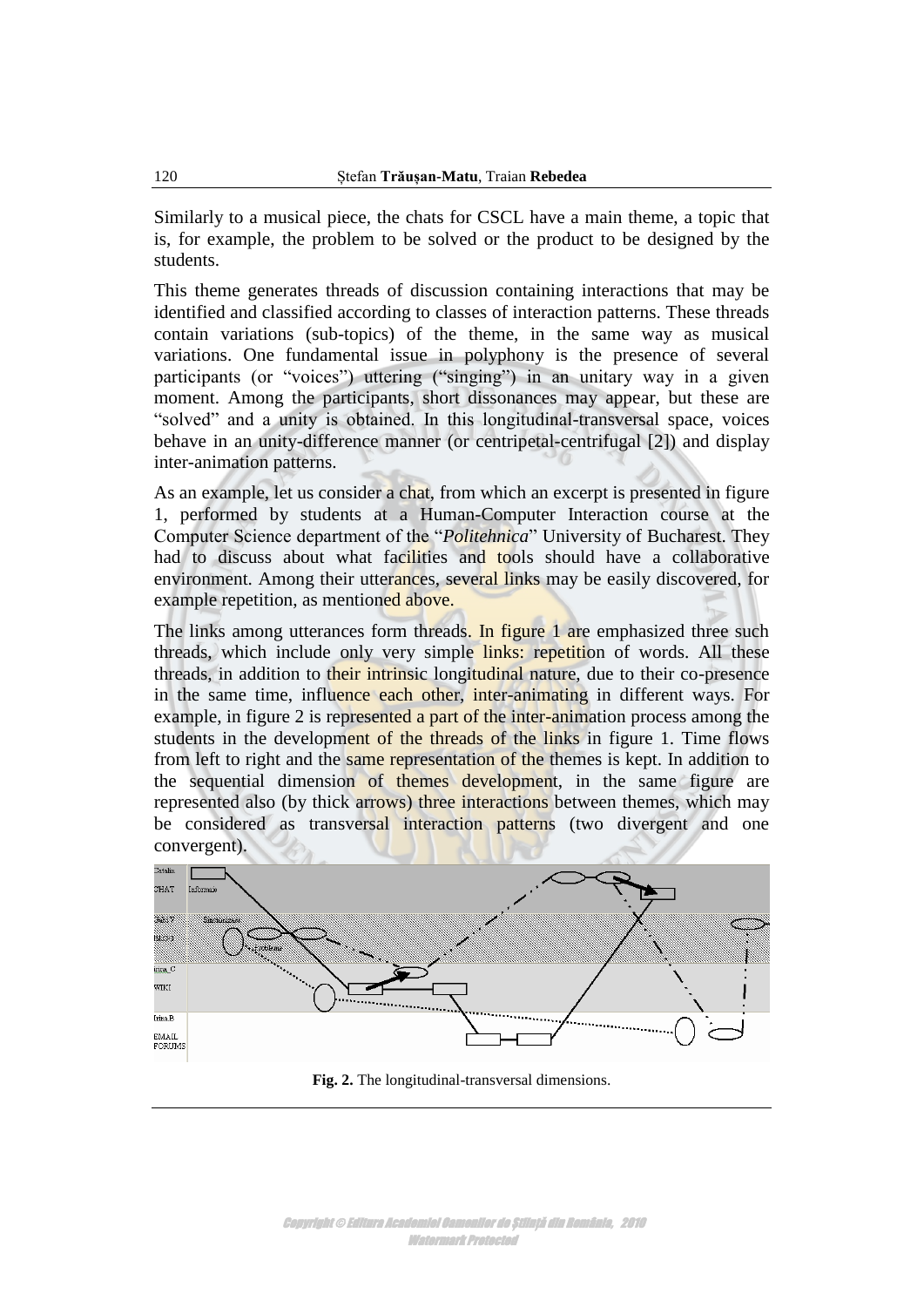Similarly to a musical piece, the chats for CSCL have a main theme, a topic that is, for example, the problem to be solved or the product to be designed by the students.

This theme generates threads of discussion containing interactions that may be identified and classified according to classes of interaction patterns. These threads contain variations (sub-topics) of the theme, in the same way as musical variations. One fundamental issue in polyphony is the presence of several participants (or "voices") uttering ("singing") in an unitary way in a given moment. Among the participants, short dissonances may appear, but these are "solved" and a unity is obtained. In this longitudinal-transversal space, voices behave in an unity-difference manner (or centripetal-centrifugal [2]) and display inter-animation patterns.

As an example, let us consider a chat, from which an excerpt is presented in figure 1, performed by students at a Human-Computer Interaction course at the Computer Science department of the "*Politehnica*" University of Bucharest. They had to discuss about what facilities and tools should have a collaborative environment. Among their utterances, several links may be easily discovered, for example repetition, as mentioned above.

The links among utterances form threads. In figure 1 are emphasized three such threads, which include only very simple links: repetition of words. All these threads, in addition to their intrinsic longitudinal nature, due to their co-presence in the same time, influence each other, inter-animating in different ways. For example, in figure 2 is represented a part of the inter-animation process among the students in the development of the threads of the links in figure 1. Time flows from left to right and the same representation of the themes is kept. In addition to the sequential dimension of themes development, in the same figure are represented also (by thick arrows) three interactions between themes, which may be considered as transversal interaction patterns (two divergent and one convergent).

**Fig. 2.** The longitudinal-transversal dimensions.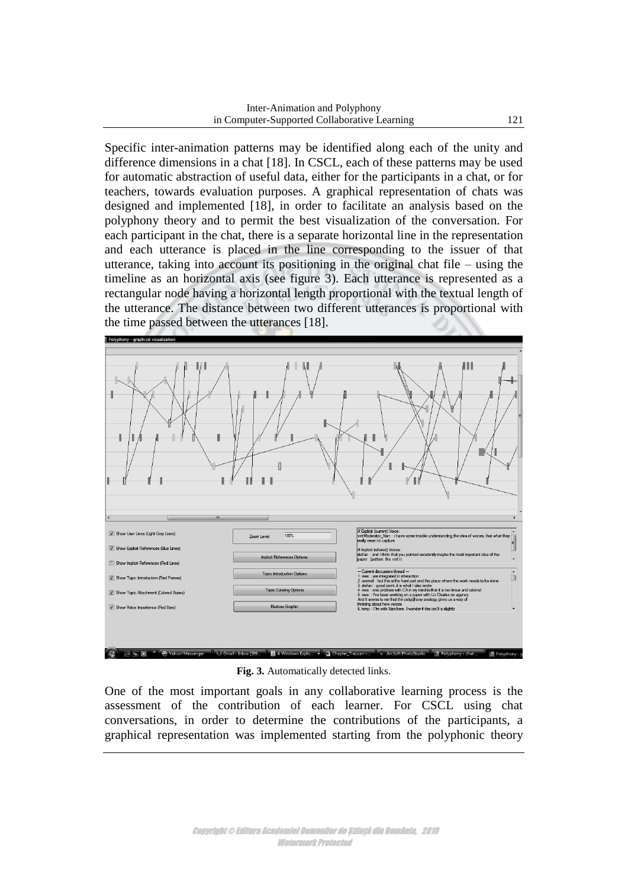Specific inter-animation patterns may be identified along each of the unity and difference dimensions in a chat [18]. In CSCL, each of these patterns may be used for automatic abstraction of useful data, either for the participants in a chat, or for teachers, towards evaluation purposes. A graphical representation of chats was designed and implemented [18], in order to facilitate an analysis based on the polyphony theory and to permit the best visualization of the conversation. For each participant in the chat, there is a separate horizontal line in the representation and each utterance is placed in the line corresponding to the issuer of that utterance, taking into account its positioning in the original chat file – using the timeline as an horizontal axis (see figure 3). Each utterance is represented as a rectangular node having a horizontal length proportional with the textual length of the utterance. The distance between two different utterances is proportional with the time passed between the utterances [18].

**Fig. 3.** Automatically detected links.

One of the most important goals in any collaborative learning process is the assessment of the contribution of each learner. For CSCL using chat conversations, in order to determine the contributions of the participants, a graphical representation was implemented starting from the polyphonic theory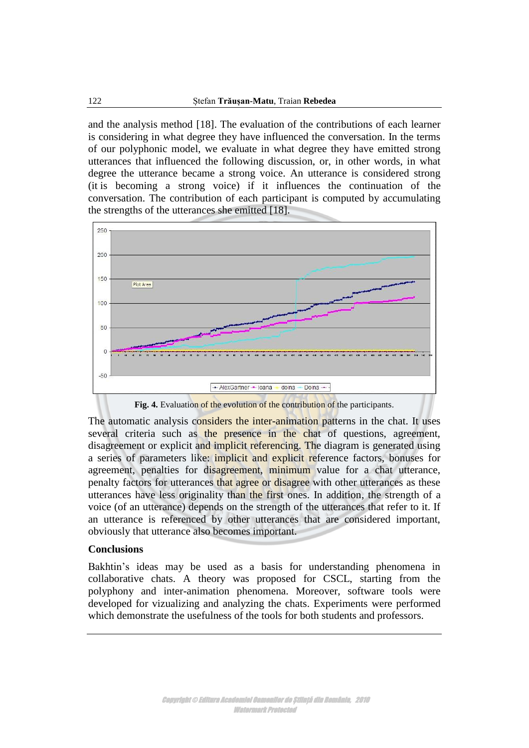and the analysis method [18]. The evaluation of the contributions of each learner is considering in what degree they have influenced the conversation. In the terms of our polyphonic model, we evaluate in what degree they have emitted strong utterances that influenced the following discussion, or, in other words, in what degree the utterance became a strong voice. An utterance is considered strong (it is becoming a strong voice) if it influences the continuation of the conversation. The contribution of each participant is computed by accumulating the strengths of the utterances she emitted [18].

**Fig. 4.** Evaluation of the evolution of the contribution of the participants.

The automatic analysis considers the inter-animation patterns in the chat. It uses several criteria such as the presence in the chat of questions, agreement, disagreement or explicit and implicit referencing. The diagram is generated using a series of parameters like: implicit and explicit reference factors, bonuses for agreement, penalties for disagreement, minimum value for a chat utterance, penalty factors for utterances that agree or disagree with other utterances as these utterances have less originality than the first ones. In addition, the strength of a voice (of an utterance) depends on the strength of the utterances that refer to it. If an utterance is referenced by other utterances that are considered important, obviously that utterance also becomes important.

### Conclusions

Bakhtin's ideas may be used as a basis for understanding phenomena in collaborative chats. A theory was proposed for CSCL, starting from the polyphony and inter-animation phenomena. Moreover, software tools were developed for vizualizing and analyzing the chats. Experiments were performed which demonstrate the usefulness of the tools for both students and professors.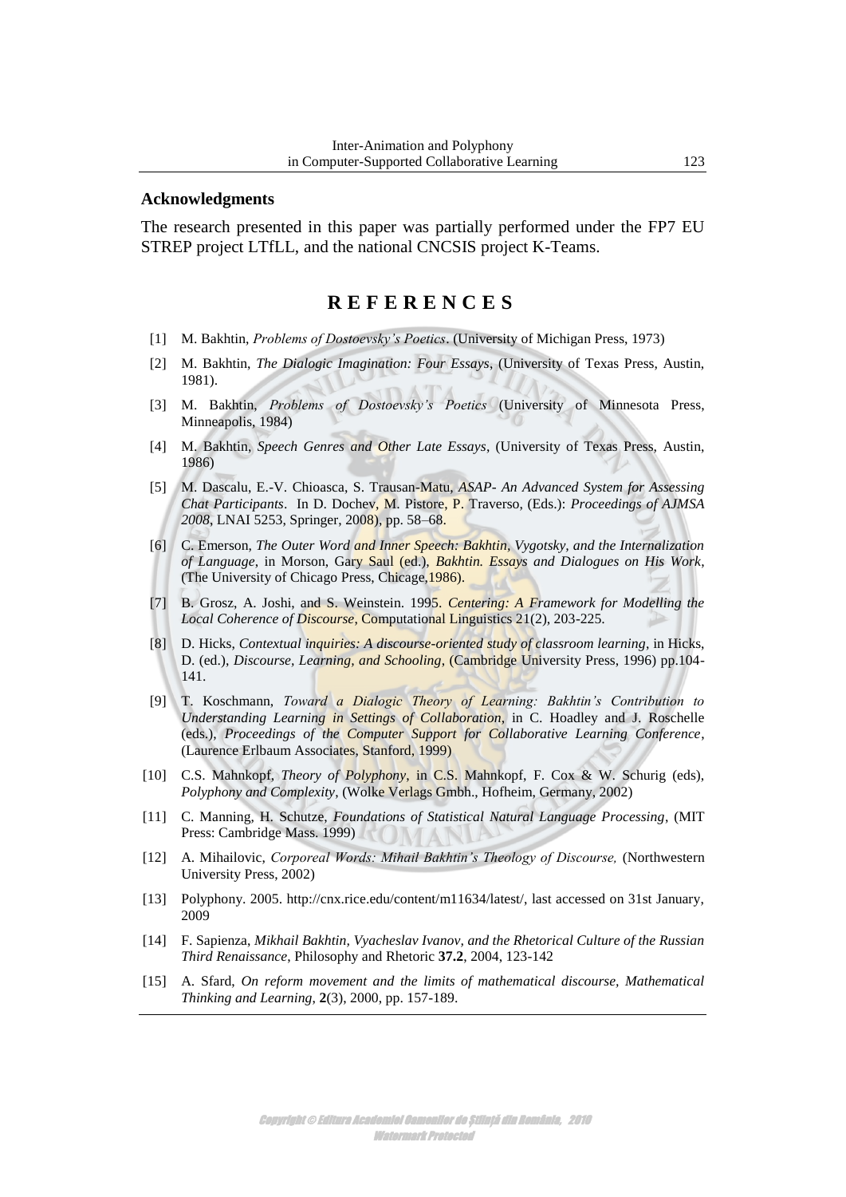## Acknowledgments

The research presented in this paper was partially performed under the FP7 EU STREP project LTfLL, and the national CNCSIS project K-Teams.

## REFERENCES

[1] M. Bakhtin, *Problems of Dostoevsky's Poetics*. (University of Michigan Press, 1973)

[2] M. Bakhtin, *The Dialogic Imagination: Four Essays*, (University of Texas Press, Austin, 1981).

[3] M. Bakhtin, *Problems of Dostoevsky's Poetics* (University of Minnesota Press, Minneapolis, 1984)

[4] M. Bakhtin, *Speech Genres and Other Late Essays*, (University of Texas Press, Austin, 1986)

[5] M. Dascalu, E.-V. Chioasca, S. Trausan-Matu, *ASAP- An Advanced System for Assessing Chat Participants*. In D. Dochev, M. Pistore, P. Traverso, (Eds.): *Proceedings of AJMSA 2008*, LNAI 5253, Springer, 2008), pp. 58–68.

[6] C. Emerson, *The Outer Word and Inner Speech: Bakhtin, Vygotsky, and the Internalization of Language*, in Morson, Gary Saul (ed.), *Bakhtin. Essays and Dialogues on His Work*, (The University of Chicago Press, Chicage,1986).

[7] B. Grosz, A. Joshi, and S. Weinstein. 1995. *Centering: A Framework for Modelling the Local Coherence of Discourse*, Computational Linguistics 21(2), 203-225.

[8] D. Hicks, *Contextual inquiries: A discourse-oriented study of classroom learning*, in Hicks, D. (ed.), *Discourse, Learning, and Schooling*, (Cambridge University Press, 1996) pp.104-141.

[9] T. Koschmann, *Toward a Dialogic Theory of Learning: Bakhtin's Contribution to Understanding Learning in Settings of Collaboration*, in C. Hoadley and J. Roschelle (eds.), *Proceedings of the Computer Support for Collaborative Learning Conference*, (Laurence Erlbaum Associates, Stanford, 1999)

[10] C.S. Mahnkopf, *Theory of Polyphony*, in C.S. Mahnkopf, F. Cox & W. Schurig (eds), *Polyphony and Complexity*, (Wolke Verlags Gmbh., Hofheim, Germany, 2002)

[11] C. Manning, H. Schutze, *Foundations of Statistical Natural Language Processing*, (MIT Press: Cambridge Mass. 1999)

[12] A. Mihailovic, *Corporeal Words: Mihail Bakhtin's Theology of Discourse,* (Northwestern University Press, 2002)

[13] Polyphony. 2005. http://cnx.rice.edu/content/m11634/latest/, last accessed on 31st January, 2009

[14] F. Sapienza, *Mikhail Bakhtin, Vyacheslav Ivanov, and the Rhetorical Culture of the Russian Third Renaissance*, Philosophy and Rhetoric **37.2**, 2004, 123-142

[15] A. Sfard, *On reform movement and the limits of mathematical discourse, Mathematical Thinking and Learning*, **2**(3), 2000, pp. 157-189.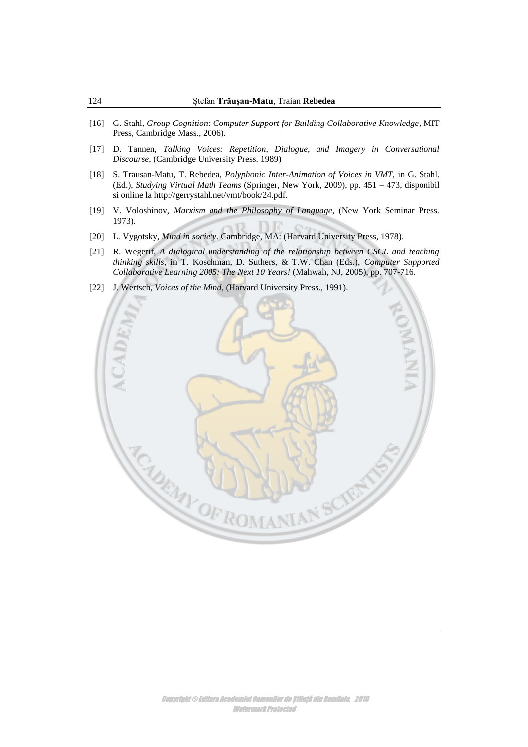[16] G. Stahl, *Group Cognition: Computer Support for Building Collaborative Knowledge*, MIT Press, Cambridge Mass., 2006).

[17] D. Tannen, *Talking Voices: Repetition, Dialogue, and Imagery in Conversational Discourse*, (Cambridge University Press. 1989)

[18] S. Trausan-Matu, T. Rebedea, *Polyphonic Inter-Animation of Voices in VMT,* in G. Stahl. (Ed.), *Studying Virtual Math Teams* (Springer, New York, 2009), pp. 451 – 473, disponibil si online la http://gerrystahl.net/vmt/book/24.pdf.

[19] V. Voloshinov, *Marxism and the Philosophy of Language*, (New York Seminar Press. 1973).

[20] L. Vygotsky, *Mind in society*. Cambridge, MA: (Harvard University Press, 1978).

[21] R. Wegerif, *A dialogical understanding of the relationship between CSCL and teaching thinking skills,* in T. Koschman, D. Suthers, & T.W. Chan (Eds.), *Computer Supported Collaborative Learning 2005: The Next 10 Years!* (Mahwah, NJ, 2005), pp. 707-716.

[22] J. Wertsch, *Voices of the Mind*, (Harvard University Press., 1991).